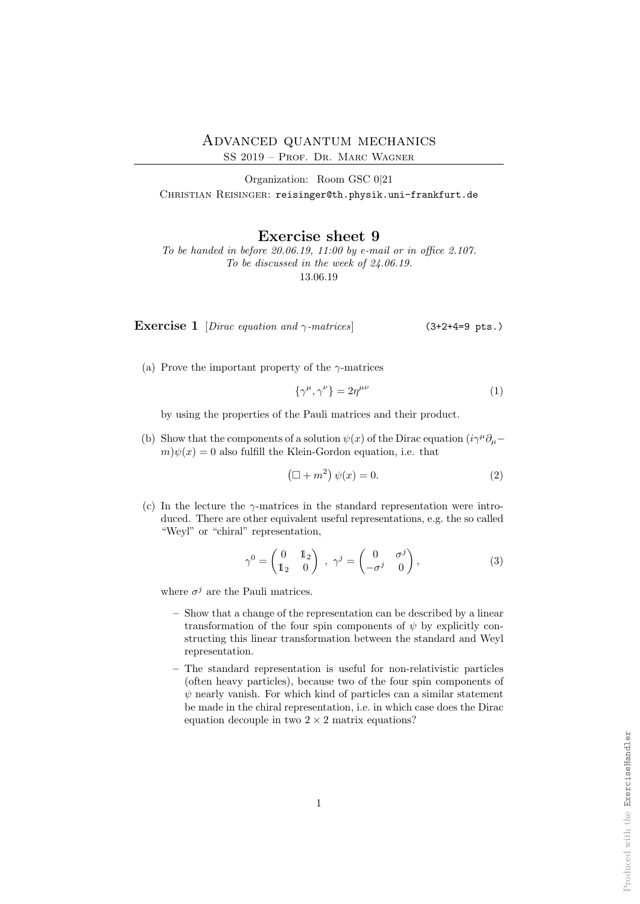# Advanced quantum mechanics

SS 2019 – Prof. Dr. Marc Wagner

Organization: Room GSC 0|21

Christian Reisinger: reisinger@th.physik.uni-frankfurt.de

## Exercise sheet 9

*To be handed in before 20.06.19, 11:00 by e-mail or in office 2.107.*
*To be discussed in the week of 24.06.19.*
13.06.19

**Exercise 1** [*Dirac equation and $\gamma$-matrices*] (3+2+4=9 pts.)

(a) Prove the important property of the $\gamma$-matrices

$$\{\gamma^\mu, \gamma^\nu\} = 2\eta^{\mu\nu} \tag{1}$$

by using the properties of the Pauli matrices and their product.

(b) Show that the components of a solution $\psi(x)$ of the Dirac equation $(i\gamma^\mu\partial_\mu - m)\psi(x) = 0$ also fulfill the Klein-Gordon equation, i.e. that

$$\left(\Box + m^2\right)\psi(x) = 0. \tag{2}$$

(c) In the lecture the $\gamma$-matrices in the standard representation were introduced. There are other equivalent useful representations, e.g. the so called "Weyl" or "chiral" representation,

$$\gamma^0 = \begin{pmatrix} 0 & \mathbb{1}_2 \\ \mathbb{1}_2 & 0 \end{pmatrix} \ , \ \gamma^j = \begin{pmatrix} 0 & \sigma^j \\ -\sigma^j & 0 \end{pmatrix}, \tag{3}$$

where $\sigma^j$ are the Pauli matrices.

- Show that a change of the representation can be described by a linear transformation of the four spin components of $\psi$ by explicitly constructing this linear transformation between the standard and Weyl representation.
- The standard representation is useful for non-relativistic particles (often heavy particles), because two of the four spin components of $\psi$ nearly vanish. For which kind of particles can a similar statement be made in the chiral representation, i.e. in which case does the Dirac equation decouple in two $2 \times 2$ matrix equations?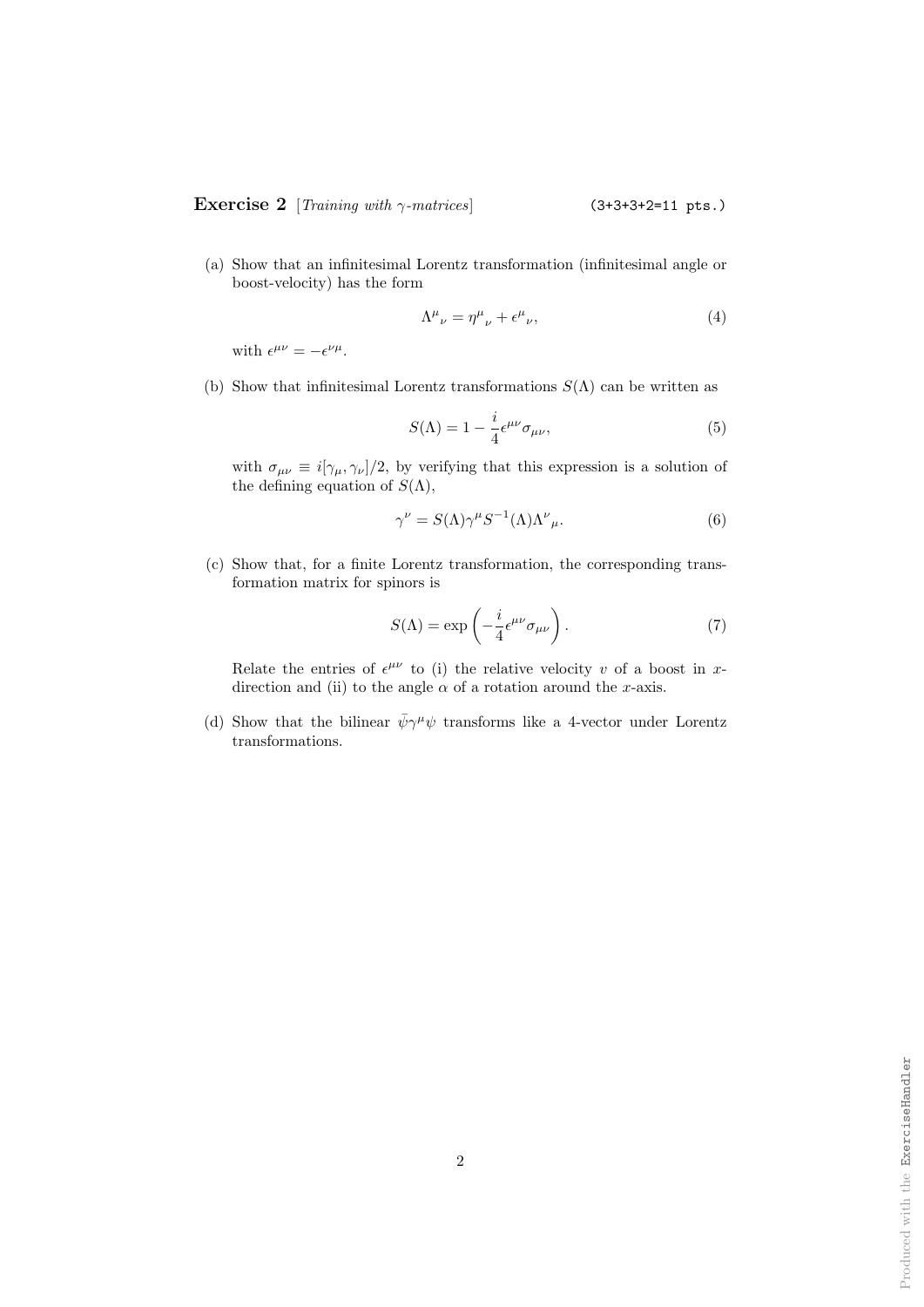**Exercise 2** [*Training with $\gamma$-matrices*] (3+3+3+2=11 pts.)

(a) Show that an infinitesimal Lorentz transformation (infinitesimal angle or boost-velocity) has the form

$$\Lambda^\mu{}_\nu = \eta^\mu{}_\nu + \epsilon^\mu{}_\nu, \tag{4}$$

with $\epsilon^{\mu\nu} = -\epsilon^{\nu\mu}$.

(b) Show that infinitesimal Lorentz transformations $S(\Lambda)$ can be written as

$$S(\Lambda) = 1 - \frac{i}{4}\epsilon^{\mu\nu}\sigma_{\mu\nu}, \tag{5}$$

with $\sigma_{\mu\nu} \equiv i[\gamma_\mu, \gamma_\nu]/2$, by verifying that this expression is a solution of the defining equation of $S(\Lambda)$,

$$\gamma^\nu = S(\Lambda)\gamma^\mu S^{-1}(\Lambda)\Lambda^\nu{}_\mu. \tag{6}$$

(c) Show that, for a finite Lorentz transformation, the corresponding transformation matrix for spinors is

$$S(\Lambda) = \exp\left(-\frac{i}{4}\epsilon^{\mu\nu}\sigma_{\mu\nu}\right). \tag{7}$$

Relate the entries of $\epsilon^{\mu\nu}$ to (i) the relative velocity $v$ of a boost in $x$-direction and (ii) to the angle $\alpha$ of a rotation around the $x$-axis.

(d) Show that the bilinear $\bar{\psi}\gamma^\mu\psi$ transforms like a 4-vector under Lorentz transformations.